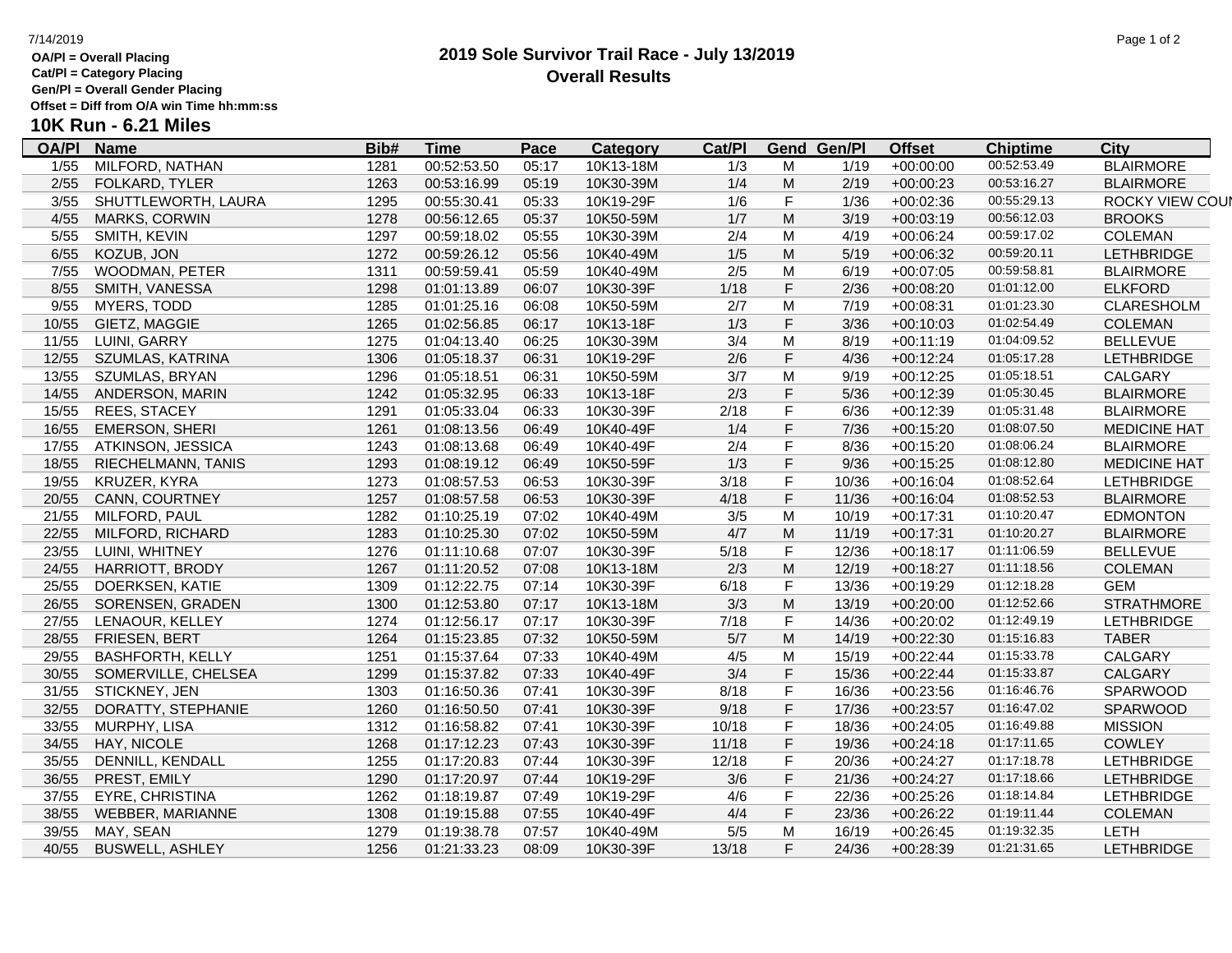# 2019 Sole Survivor Trail Race - July 13/2019

## Overall Results

**OA/Pl = Overall Placing**
**Cat/Pl = Category Placing**
**Gen/Pl = Overall Gender Placing**
**Offset = Diff from O/A win Time hh:mm:ss**

### 10K Run - 6.21 Miles

| OA/Pl | Name | Bib# | Time | Pace | Category | Cat/Pl | Gend | Gen/Pl | Offset | Chiptime | City |
|---|---|---|---|---|---|---|---|---|---|---|---|
| 1/55 | MILFORD, NATHAN | 1281 | 00:52:53.50 | 05:17 | 10K13-18M | 1/3 | M | 1/19 | +00:00:00 | 00:52:53.49 | BLAIRMORE |
| 2/55 | FOLKARD, TYLER | 1263 | 00:53:16.99 | 05:19 | 10K30-39M | 1/4 | M | 2/19 | +00:00:23 | 00:53:16.27 | BLAIRMORE |
| 3/55 | SHUTTLEWORTH, LAURA | 1295 | 00:55:30.41 | 05:33 | 10K19-29F | 1/6 | F | 1/36 | +00:02:36 | 00:55:29.13 | ROCKY VIEW COUI |
| 4/55 | MARKS, CORWIN | 1278 | 00:56:12.65 | 05:37 | 10K50-59M | 1/7 | M | 3/19 | +00:03:19 | 00:56:12.03 | BROOKS |
| 5/55 | SMITH, KEVIN | 1297 | 00:59:18.02 | 05:55 | 10K30-39M | 2/4 | M | 4/19 | +00:06:24 | 00:59:17.02 | COLEMAN |
| 6/55 | KOZUB, JON | 1272 | 00:59:26.12 | 05:56 | 10K40-49M | 1/5 | M | 5/19 | +00:06:32 | 00:59:20.11 | LETHBRIDGE |
| 7/55 | WOODMAN, PETER | 1311 | 00:59:59.41 | 05:59 | 10K40-49M | 2/5 | M | 6/19 | +00:07:05 | 00:59:58.81 | BLAIRMORE |
| 8/55 | SMITH, VANESSA | 1298 | 01:01:13.89 | 06:07 | 10K30-39F | 1/18 | F | 2/36 | +00:08:20 | 01:01:12.00 | ELKFORD |
| 9/55 | MYERS, TODD | 1285 | 01:01:25.16 | 06:08 | 10K50-59M | 2/7 | M | 7/19 | +00:08:31 | 01:01:23.30 | CLARESHOLM |
| 10/55 | GIETZ, MAGGIE | 1265 | 01:02:56.85 | 06:17 | 10K13-18F | 1/3 | F | 3/36 | +00:10:03 | 01:02:54.49 | COLEMAN |
| 11/55 | LUINI, GARRY | 1275 | 01:04:13.40 | 06:25 | 10K30-39M | 3/4 | M | 8/19 | +00:11:19 | 01:04:09.52 | BELLEVUE |
| 12/55 | SZUMLAS, KATRINA | 1306 | 01:05:18.37 | 06:31 | 10K19-29F | 2/6 | F | 4/36 | +00:12:24 | 01:05:17.28 | LETHBRIDGE |
| 13/55 | SZUMLAS, BRYAN | 1296 | 01:05:18.51 | 06:31 | 10K50-59M | 3/7 | M | 9/19 | +00:12:25 | 01:05:18.51 | CALGARY |
| 14/55 | ANDERSON, MARIN | 1242 | 01:05:32.95 | 06:33 | 10K13-18F | 2/3 | F | 5/36 | +00:12:39 | 01:05:30.45 | BLAIRMORE |
| 15/55 | REES, STACEY | 1291 | 01:05:33.04 | 06:33 | 10K30-39F | 2/18 | F | 6/36 | +00:12:39 | 01:05:31.48 | BLAIRMORE |
| 16/55 | EMERSON, SHERI | 1261 | 01:08:13.56 | 06:49 | 10K40-49F | 1/4 | F | 7/36 | +00:15:20 | 01:08:07.50 | MEDICINE HAT |
| 17/55 | ATKINSON, JESSICA | 1243 | 01:08:13.68 | 06:49 | 10K40-49F | 2/4 | F | 8/36 | +00:15:20 | 01:08:06.24 | BLAIRMORE |
| 18/55 | RIECHELMANN, TANIS | 1293 | 01:08:19.12 | 06:49 | 10K50-59F | 1/3 | F | 9/36 | +00:15:25 | 01:08:12.80 | MEDICINE HAT |
| 19/55 | KRUZER, KYRA | 1273 | 01:08:57.53 | 06:53 | 10K30-39F | 3/18 | F | 10/36 | +00:16:04 | 01:08:52.64 | LETHBRIDGE |
| 20/55 | CANN, COURTNEY | 1257 | 01:08:57.58 | 06:53 | 10K30-39F | 4/18 | F | 11/36 | +00:16:04 | 01:08:52.53 | BLAIRMORE |
| 21/55 | MILFORD, PAUL | 1282 | 01:10:25.19 | 07:02 | 10K40-49M | 3/5 | M | 10/19 | +00:17:31 | 01:10:20.47 | EDMONTON |
| 22/55 | MILFORD, RICHARD | 1283 | 01:10:25.30 | 07:02 | 10K50-59M | 4/7 | M | 11/19 | +00:17:31 | 01:10:20.27 | BLAIRMORE |
| 23/55 | LUINI, WHITNEY | 1276 | 01:11:10.68 | 07:07 | 10K30-39F | 5/18 | F | 12/36 | +00:18:17 | 01:11:06.59 | BELLEVUE |
| 24/55 | HARRIOTT, BRODY | 1267 | 01:11:20.52 | 07:08 | 10K13-18M | 2/3 | M | 12/19 | +00:18:27 | 01:11:18.56 | COLEMAN |
| 25/55 | DOERKSEN, KATIE | 1309 | 01:12:22.75 | 07:14 | 10K30-39F | 6/18 | F | 13/36 | +00:19:29 | 01:12:18.28 | GEM |
| 26/55 | SORENSEN, GRADEN | 1300 | 01:12:53.80 | 07:17 | 10K13-18M | 3/3 | M | 13/19 | +00:20:00 | 01:12:52.66 | STRATHMORE |
| 27/55 | LENAOUR, KELLEY | 1274 | 01:12:56.17 | 07:17 | 10K30-39F | 7/18 | F | 14/36 | +00:20:02 | 01:12:49.19 | LETHBRIDGE |
| 28/55 | FRIESEN, BERT | 1264 | 01:15:23.85 | 07:32 | 10K50-59M | 5/7 | M | 14/19 | +00:22:30 | 01:15:16.83 | TABER |
| 29/55 | BASHFORTH, KELLY | 1251 | 01:15:37.64 | 07:33 | 10K40-49M | 4/5 | M | 15/19 | +00:22:44 | 01:15:33.78 | CALGARY |
| 30/55 | SOMERVILLE, CHELSEA | 1299 | 01:15:37.82 | 07:33 | 10K40-49F | 3/4 | F | 15/36 | +00:22:44 | 01:15:33.87 | CALGARY |
| 31/55 | STICKNEY, JEN | 1303 | 01:16:50.36 | 07:41 | 10K30-39F | 8/18 | F | 16/36 | +00:23:56 | 01:16:46.76 | SPARWOOD |
| 32/55 | DORATTY, STEPHANIE | 1260 | 01:16:50.50 | 07:41 | 10K30-39F | 9/18 | F | 17/36 | +00:23:57 | 01:16:47.02 | SPARWOOD |
| 33/55 | MURPHY, LISA | 1312 | 01:16:58.82 | 07:41 | 10K30-39F | 10/18 | F | 18/36 | +00:24:05 | 01:16:49.88 | MISSION |
| 34/55 | HAY, NICOLE | 1268 | 01:17:12.23 | 07:43 | 10K30-39F | 11/18 | F | 19/36 | +00:24:18 | 01:17:11.65 | COWLEY |
| 35/55 | DENNILL, KENDALL | 1255 | 01:17:20.83 | 07:44 | 10K30-39F | 12/18 | F | 20/36 | +00:24:27 | 01:17:18.78 | LETHBRIDGE |
| 36/55 | PREST, EMILY | 1290 | 01:17:20.97 | 07:44 | 10K19-29F | 3/6 | F | 21/36 | +00:24:27 | 01:17:18.66 | LETHBRIDGE |
| 37/55 | EYRE, CHRISTINA | 1262 | 01:18:19.87 | 07:49 | 10K19-29F | 4/6 | F | 22/36 | +00:25:26 | 01:18:14.84 | LETHBRIDGE |
| 38/55 | WEBBER, MARIANNE | 1308 | 01:19:15.88 | 07:55 | 10K40-49F | 4/4 | F | 23/36 | +00:26:22 | 01:19:11.44 | COLEMAN |
| 39/55 | MAY, SEAN | 1279 | 01:19:38.78 | 07:57 | 10K40-49M | 5/5 | M | 16/19 | +00:26:45 | 01:19:32.35 | LETH |
| 40/55 | BUSWELL, ASHLEY | 1256 | 01:21:33.23 | 08:09 | 10K30-39F | 13/18 | F | 24/36 | +00:28:39 | 01:21:31.65 | LETHBRIDGE |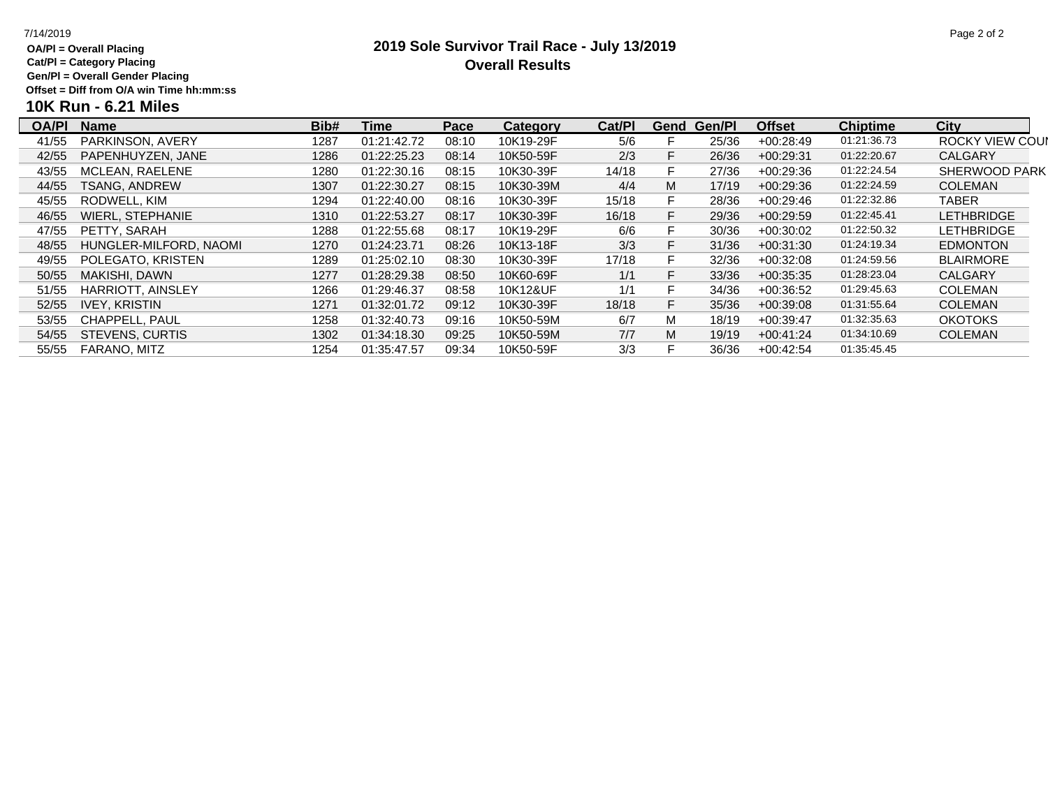OA/Pl = Overall Placing
Cat/Pl = Category Placing
Gen/Pl = Overall Gender Placing
Offset = Diff from O/A win Time hh:mm:ss

# 2019 Sole Survivor Trail Race - July 13/2019

## Overall Results

### 10K Run - 6.21 Miles

| OA/Pl | Name | Bib# | Time | Pace | Category | Cat/Pl | Gend | Gen/Pl | Offset | Chiptime | City |
|---|---|---|---|---|---|---|---|---|---|---|---|
| 41/55 | PARKINSON, AVERY | 1287 | 01:21:42.72 | 08:10 | 10K19-29F | 5/6 | F | 25/36 | +00:28:49 | 01:21:36.73 | ROCKY VIEW COUI |
| 42/55 | PAPENHUYZEN, JANE | 1286 | 01:22:25.23 | 08:14 | 10K50-59F | 2/3 | F | 26/36 | +00:29:31 | 01:22:20.67 | CALGARY |
| 43/55 | MCLEAN, RAELENE | 1280 | 01:22:30.16 | 08:15 | 10K30-39F | 14/18 | F | 27/36 | +00:29:36 | 01:22:24.54 | SHERWOOD PARK |
| 44/55 | TSANG, ANDREW | 1307 | 01:22:30.27 | 08:15 | 10K30-39M | 4/4 | M | 17/19 | +00:29:36 | 01:22:24.59 | COLEMAN |
| 45/55 | RODWELL, KIM | 1294 | 01:22:40.00 | 08:16 | 10K30-39F | 15/18 | F | 28/36 | +00:29:46 | 01:22:32.86 | TABER |
| 46/55 | WIERL, STEPHANIE | 1310 | 01:22:53.27 | 08:17 | 10K30-39F | 16/18 | F | 29/36 | +00:29:59 | 01:22:45.41 | LETHBRIDGE |
| 47/55 | PETTY, SARAH | 1288 | 01:22:55.68 | 08:17 | 10K19-29F | 6/6 | F | 30/36 | +00:30:02 | 01:22:50.32 | LETHBRIDGE |
| 48/55 | HUNGLER-MILFORD, NAOMI | 1270 | 01:24:23.71 | 08:26 | 10K13-18F | 3/3 | F | 31/36 | +00:31:30 | 01:24:19.34 | EDMONTON |
| 49/55 | POLEGATO, KRISTEN | 1289 | 01:25:02.10 | 08:30 | 10K30-39F | 17/18 | F | 32/36 | +00:32:08 | 01:24:59.56 | BLAIRMORE |
| 50/55 | MAKISHI, DAWN | 1277 | 01:28:29.38 | 08:50 | 10K60-69F | 1/1 | F | 33/36 | +00:35:35 | 01:28:23.04 | CALGARY |
| 51/55 | HARRIOTT, AINSLEY | 1266 | 01:29:46.37 | 08:58 | 10K12&UF | 1/1 | F | 34/36 | +00:36:52 | 01:29:45.63 | COLEMAN |
| 52/55 | IVEY, KRISTIN | 1271 | 01:32:01.72 | 09:12 | 10K30-39F | 18/18 | F | 35/36 | +00:39:08 | 01:31:55.64 | COLEMAN |
| 53/55 | CHAPPELL, PAUL | 1258 | 01:32:40.73 | 09:16 | 10K50-59M | 6/7 | M | 18/19 | +00:39:47 | 01:32:35.63 | OKOTOKS |
| 54/55 | STEVENS, CURTIS | 1302 | 01:34:18.30 | 09:25 | 10K50-59M | 7/7 | M | 19/19 | +00:41:24 | 01:34:10.69 | COLEMAN |
| 55/55 | FARANO, MITZ | 1254 | 01:35:47.57 | 09:34 | 10K50-59F | 3/3 | F | 36/36 | +00:42:54 | 01:35:45.45 | |